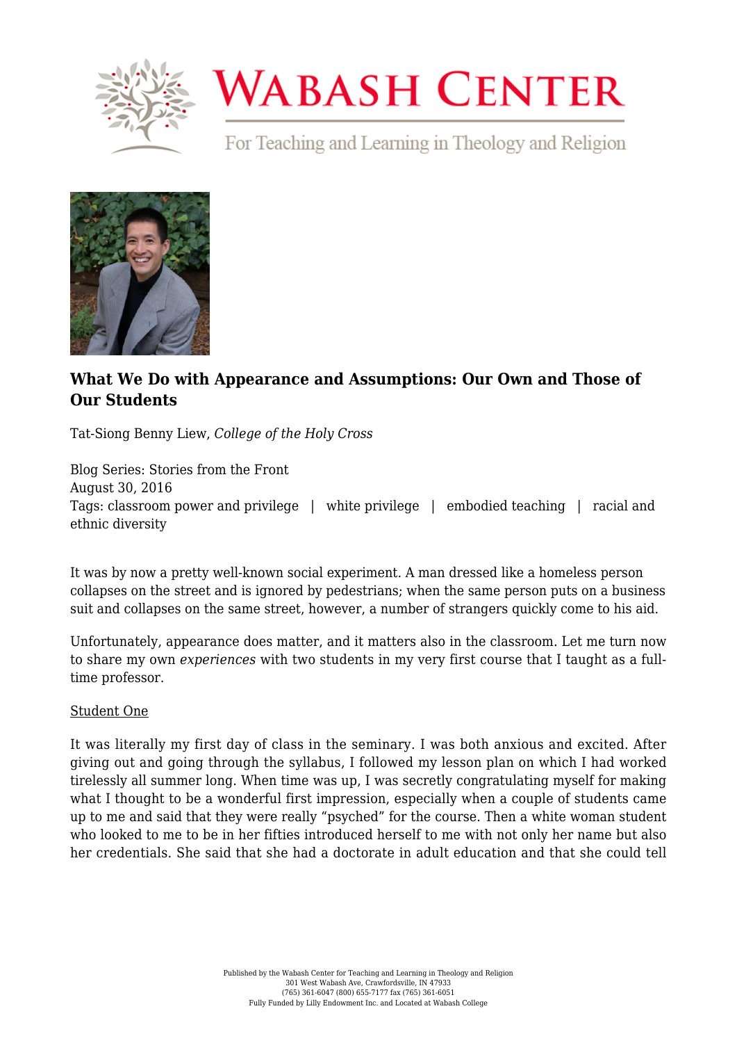# What We Do with Appearance and Assumptions: Our Own and Those of Our Students

Tat-Siong Benny Liew, *College of the Holy Cross*

Blog Series: Stories from the Front
August 30, 2016
Tags: classroom power and privilege | white privilege | embodied teaching | racial and ethnic diversity

It was by now a pretty well-known social experiment. A man dressed like a homeless person collapses on the street and is ignored by pedestrians; when the same person puts on a business suit and collapses on the same street, however, a number of strangers quickly come to his aid.

Unfortunately, appearance does matter, and it matters also in the classroom. Let me turn now to share my own *experiences* with two students in my very first course that I taught as a full-time professor.

Student One

It was literally my first day of class in the seminary. I was both anxious and excited. After giving out and going through the syllabus, I followed my lesson plan on which I had worked tirelessly all summer long. When time was up, I was secretly congratulating myself for making what I thought to be a wonderful first impression, especially when a couple of students came up to me and said that they were really "psyched" for the course. Then a white woman student who looked to me to be in her fifties introduced herself to me with not only her name but also her credentials. She said that she had a doctorate in adult education and that she could tell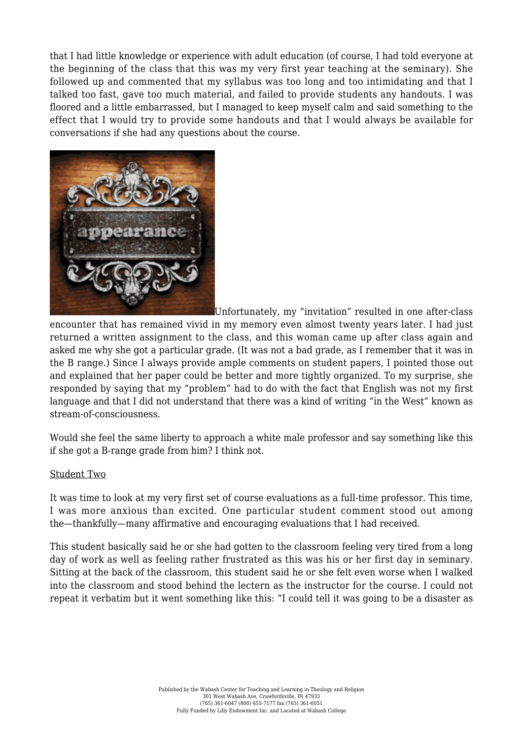that I had little knowledge or experience with adult education (of course, I had told everyone at the beginning of the class that this was my very first year teaching at the seminary). She followed up and commented that my syllabus was too long and too intimidating and that I talked too fast, gave too much material, and failed to provide students any handouts. I was floored and a little embarrassed, but I managed to keep myself calm and said something to the effect that I would try to provide some handouts and that I would always be available for conversations if she had any questions about the course.

Unfortunately, my "invitation" resulted in one after-class encounter that has remained vivid in my memory even almost twenty years later. I had just returned a written assignment to the class, and this woman came up after class again and asked me why she got a particular grade. (It was not a bad grade, as I remember that it was in the B range.) Since I always provide ample comments on student papers, I pointed those out and explained that her paper could be better and more tightly organized. To my surprise, she responded by saying that my "problem" had to do with the fact that English was not my first language and that I did not understand that there was a kind of writing "in the West" known as stream-of-consciousness.

Would she feel the same liberty to approach a white male professor and say something like this if she got a B-range grade from him? I think not.

Student Two

It was time to look at my very first set of course evaluations as a full-time professor. This time, I was more anxious than excited. One particular student comment stood out among the—thankfully—many affirmative and encouraging evaluations that I had received.

This student basically said he or she had gotten to the classroom feeling very tired from a long day of work as well as feeling rather frustrated as this was his or her first day in seminary. Sitting at the back of the classroom, this student said he or she felt even worse when I walked into the classroom and stood behind the lectern as the instructor for the course. I could not repeat it verbatim but it went something like this: "I could tell it was going to be a disaster as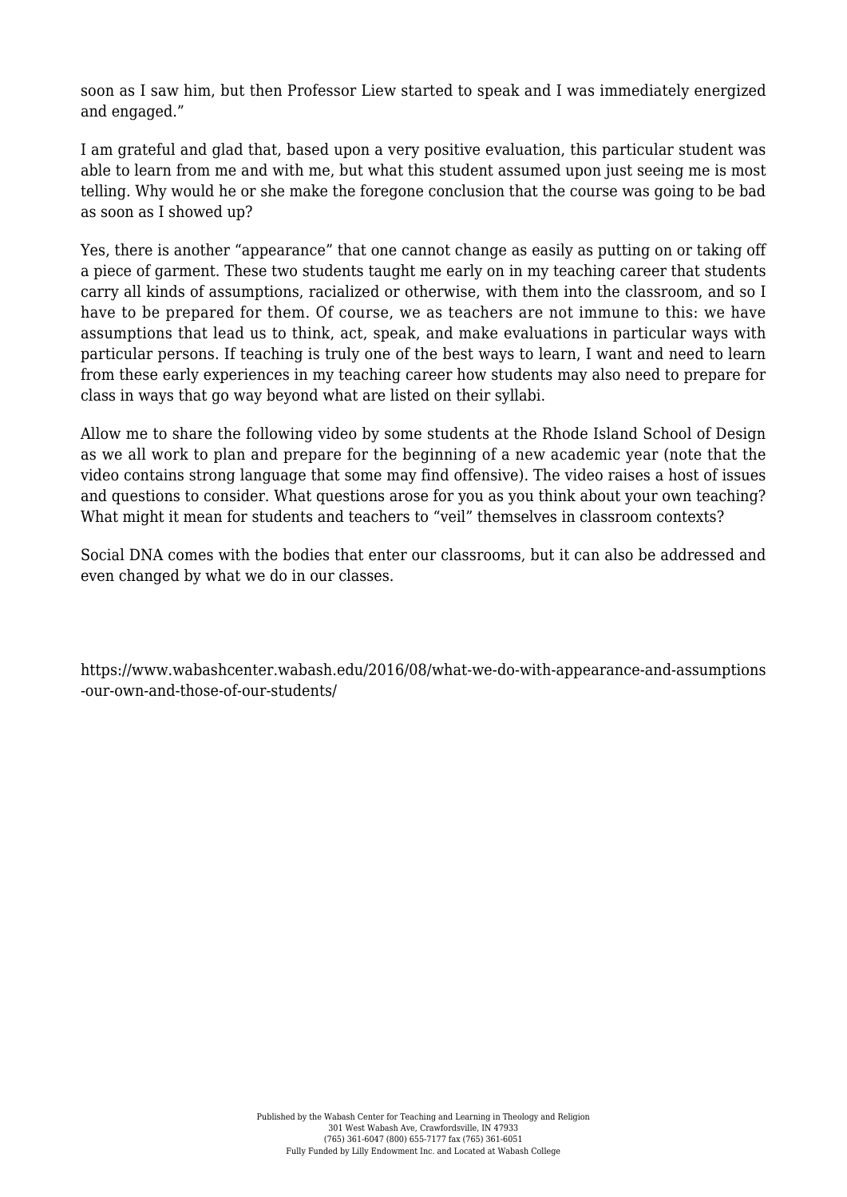soon as I saw him, but then Professor Liew started to speak and I was immediately energized and engaged."

I am grateful and glad that, based upon a very positive evaluation, this particular student was able to learn from me and with me, but what this student assumed upon just seeing me is most telling. Why would he or she make the foregone conclusion that the course was going to be bad as soon as I showed up?

Yes, there is another "appearance" that one cannot change as easily as putting on or taking off a piece of garment. These two students taught me early on in my teaching career that students carry all kinds of assumptions, racialized or otherwise, with them into the classroom, and so I have to be prepared for them. Of course, we as teachers are not immune to this: we have assumptions that lead us to think, act, speak, and make evaluations in particular ways with particular persons. If teaching is truly one of the best ways to learn, I want and need to learn from these early experiences in my teaching career how students may also need to prepare for class in ways that go way beyond what are listed on their syllabi.

Allow me to share the following video by some students at the Rhode Island School of Design as we all work to plan and prepare for the beginning of a new academic year (note that the video contains strong language that some may find offensive). The video raises a host of issues and questions to consider. What questions arose for you as you think about your own teaching? What might it mean for students and teachers to "veil" themselves in classroom contexts?

Social DNA comes with the bodies that enter our classrooms, but it can also be addressed and even changed by what we do in our classes.

https://www.wabashcenter.wabash.edu/2016/08/what-we-do-with-appearance-and-assumptions-our-own-and-those-of-our-students/

Published by the Wabash Center for Teaching and Learning in Theology and Religion
301 West Wabash Ave, Crawfordsville, IN 47933
(765) 361-6047 (800) 655-7177 fax (765) 361-6051
Fully Funded by Lilly Endowment Inc. and Located at Wabash College